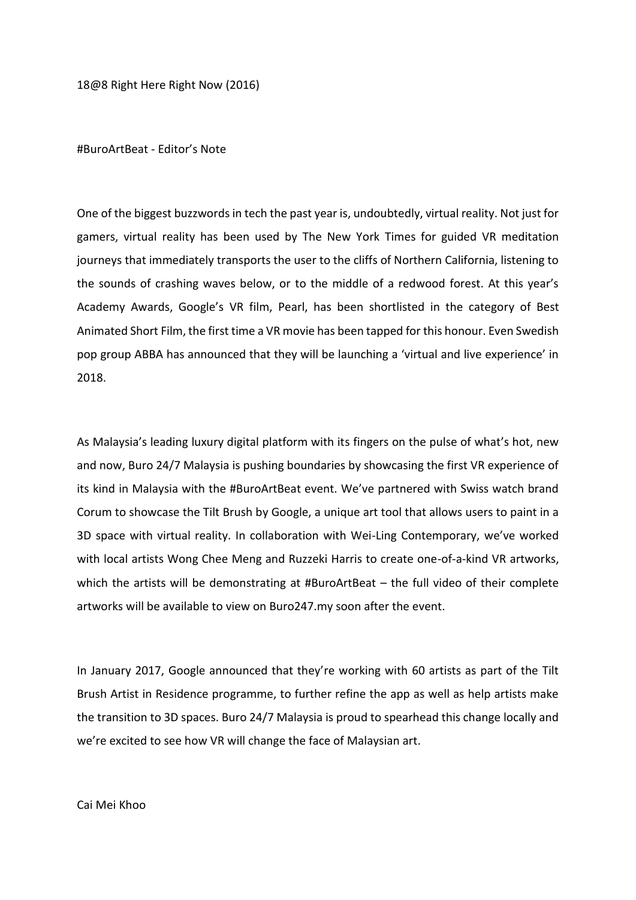18@8 Right Here Right Now (2016)

#BuroArtBeat - Editor's Note

One of the biggest buzzwords in tech the past year is, undoubtedly, virtual reality. Not just for gamers, virtual reality has been used by The New York Times for guided VR meditation journeys that immediately transports the user to the cliffs of Northern California, listening to the sounds of crashing waves below, or to the middle of a redwood forest. At this year's Academy Awards, Google's VR film, Pearl, has been shortlisted in the category of Best Animated Short Film, the first time a VR movie has been tapped for this honour. Even Swedish pop group ABBA has announced that they will be launching a 'virtual and live experience' in 2018.

As Malaysia's leading luxury digital platform with its fingers on the pulse of what's hot, new and now, Buro 24/7 Malaysia is pushing boundaries by showcasing the first VR experience of its kind in Malaysia with the #BuroArtBeat event. We've partnered with Swiss watch brand Corum to showcase the Tilt Brush by Google, a unique art tool that allows users to paint in a 3D space with virtual reality. In collaboration with Wei-Ling Contemporary, we've worked with local artists Wong Chee Meng and Ruzzeki Harris to create one-of-a-kind VR artworks, which the artists will be demonstrating at #BuroArtBeat – the full video of their complete artworks will be available to view on Buro247.my soon after the event.

In January 2017, Google announced that they're working with 60 artists as part of the Tilt Brush Artist in Residence programme, to further refine the app as well as help artists make the transition to 3D spaces. Buro 24/7 Malaysia is proud to spearhead this change locally and we're excited to see how VR will change the face of Malaysian art.

Cai Mei Khoo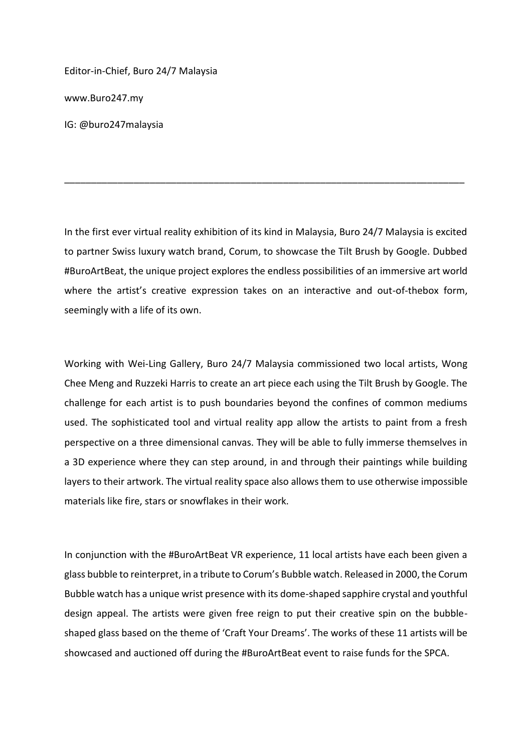Editor-in-Chief, Buro 24/7 Malaysia

www.Buro247.my

IG: @buro247malaysia

---

In the first ever virtual reality exhibition of its kind in Malaysia, Buro 24/7 Malaysia is excited to partner Swiss luxury watch brand, Corum, to showcase the Tilt Brush by Google. Dubbed #BuroArtBeat, the unique project explores the endless possibilities of an immersive art world where the artist's creative expression takes on an interactive and out-of-thebox form, seemingly with a life of its own.

Working with Wei-Ling Gallery, Buro 24/7 Malaysia commissioned two local artists, Wong Chee Meng and Ruzzeki Harris to create an art piece each using the Tilt Brush by Google. The challenge for each artist is to push boundaries beyond the confines of common mediums used. The sophisticated tool and virtual reality app allow the artists to paint from a fresh perspective on a three dimensional canvas. They will be able to fully immerse themselves in a 3D experience where they can step around, in and through their paintings while building layers to their artwork. The virtual reality space also allows them to use otherwise impossible materials like fire, stars or snowflakes in their work.

In conjunction with the #BuroArtBeat VR experience, 11 local artists have each been given a glass bubble to reinterpret, in a tribute to Corum's Bubble watch. Released in 2000, the Corum Bubble watch has a unique wrist presence with its dome-shaped sapphire crystal and youthful design appeal. The artists were given free reign to put their creative spin on the bubble-shaped glass based on the theme of 'Craft Your Dreams'. The works of these 11 artists will be showcased and auctioned off during the #BuroArtBeat event to raise funds for the SPCA.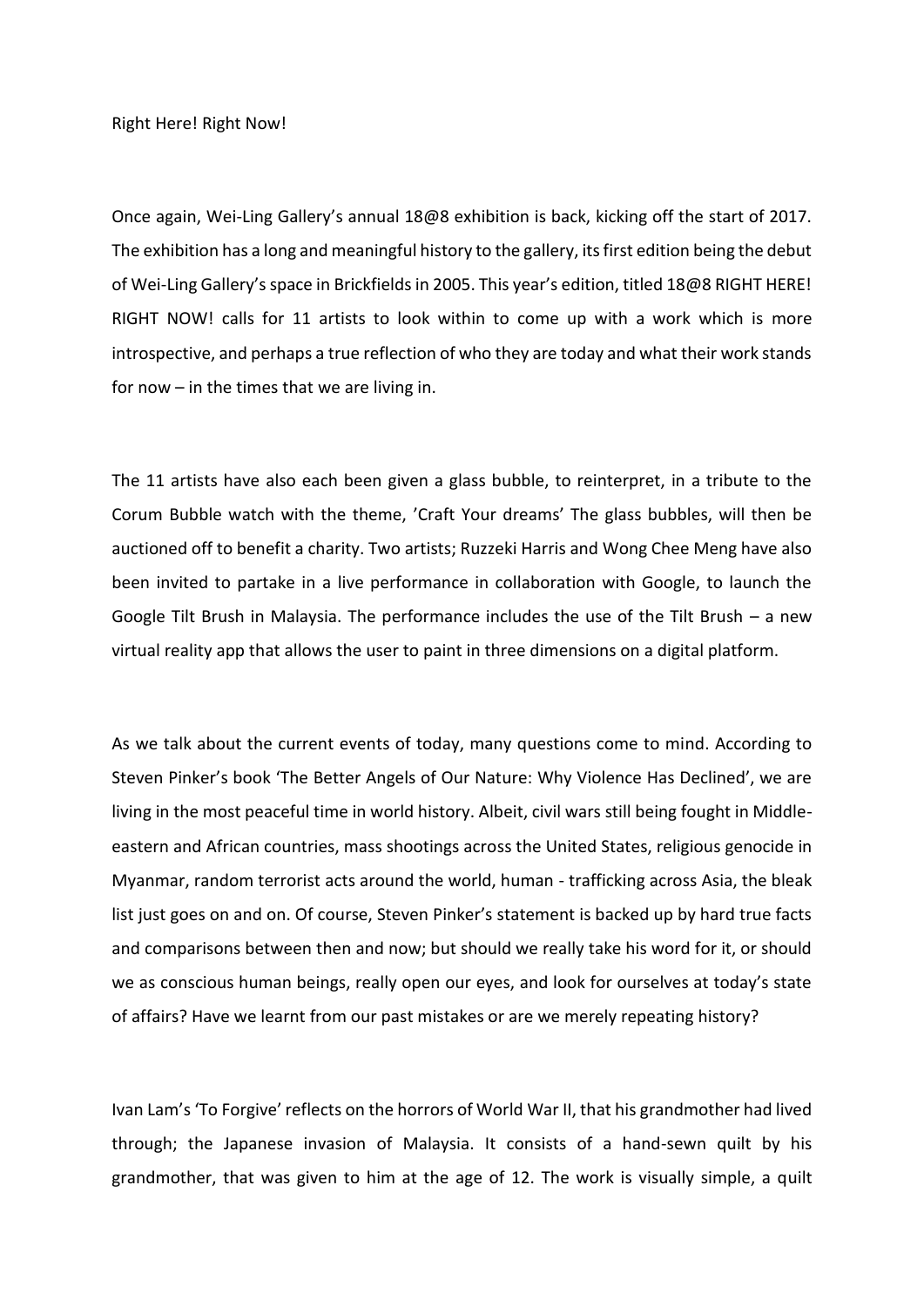Right Here! Right Now!

Once again, Wei-Ling Gallery's annual 18@8 exhibition is back, kicking off the start of 2017. The exhibition has a long and meaningful history to the gallery, its first edition being the debut of Wei-Ling Gallery's space in Brickfields in 2005. This year's edition, titled 18@8 RIGHT HERE! RIGHT NOW! calls for 11 artists to look within to come up with a work which is more introspective, and perhaps a true reflection of who they are today and what their work stands for now – in the times that we are living in.

The 11 artists have also each been given a glass bubble, to reinterpret, in a tribute to the Corum Bubble watch with the theme, 'Craft Your dreams' The glass bubbles, will then be auctioned off to benefit a charity. Two artists; Ruzzeki Harris and Wong Chee Meng have also been invited to partake in a live performance in collaboration with Google, to launch the Google Tilt Brush in Malaysia. The performance includes the use of the Tilt Brush – a new virtual reality app that allows the user to paint in three dimensions on a digital platform.

As we talk about the current events of today, many questions come to mind. According to Steven Pinker's book 'The Better Angels of Our Nature: Why Violence Has Declined', we are living in the most peaceful time in world history. Albeit, civil wars still being fought in Middle-eastern and African countries, mass shootings across the United States, religious genocide in Myanmar, random terrorist acts around the world, human - trafficking across Asia, the bleak list just goes on and on. Of course, Steven Pinker's statement is backed up by hard true facts and comparisons between then and now; but should we really take his word for it, or should we as conscious human beings, really open our eyes, and look for ourselves at today's state of affairs? Have we learnt from our past mistakes or are we merely repeating history?

Ivan Lam's 'To Forgive' reflects on the horrors of World War II, that his grandmother had lived through; the Japanese invasion of Malaysia. It consists of a hand-sewn quilt by his grandmother, that was given to him at the age of 12. The work is visually simple, a quilt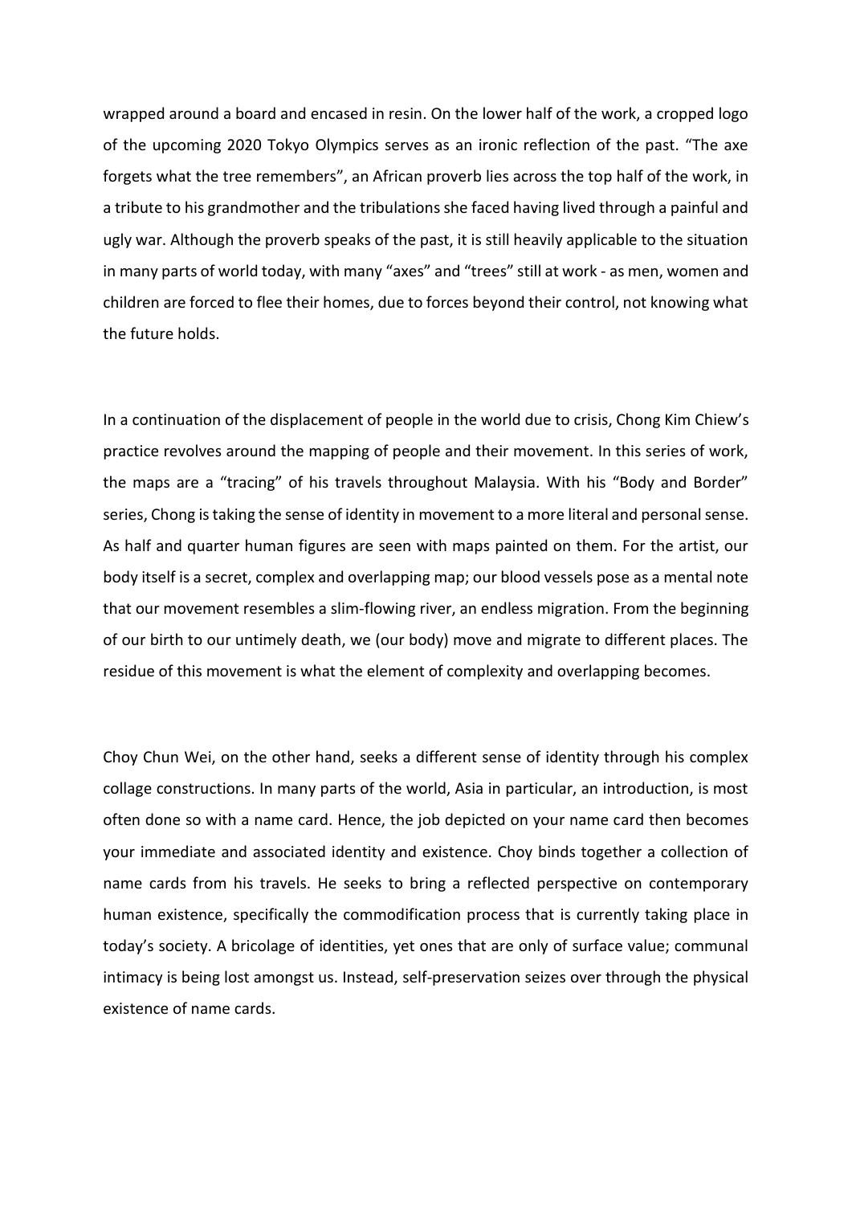wrapped around a board and encased in resin. On the lower half of the work, a cropped logo of the upcoming 2020 Tokyo Olympics serves as an ironic reflection of the past. "The axe forgets what the tree remembers", an African proverb lies across the top half of the work, in a tribute to his grandmother and the tribulations she faced having lived through a painful and ugly war. Although the proverb speaks of the past, it is still heavily applicable to the situation in many parts of world today, with many "axes" and "trees" still at work - as men, women and children are forced to flee their homes, due to forces beyond their control, not knowing what the future holds.

In a continuation of the displacement of people in the world due to crisis, Chong Kim Chiew's practice revolves around the mapping of people and their movement. In this series of work, the maps are a "tracing" of his travels throughout Malaysia. With his "Body and Border" series, Chong is taking the sense of identity in movement to a more literal and personal sense. As half and quarter human figures are seen with maps painted on them. For the artist, our body itself is a secret, complex and overlapping map; our blood vessels pose as a mental note that our movement resembles a slim-flowing river, an endless migration. From the beginning of our birth to our untimely death, we (our body) move and migrate to different places. The residue of this movement is what the element of complexity and overlapping becomes.

Choy Chun Wei, on the other hand, seeks a different sense of identity through his complex collage constructions. In many parts of the world, Asia in particular, an introduction, is most often done so with a name card. Hence, the job depicted on your name card then becomes your immediate and associated identity and existence. Choy binds together a collection of name cards from his travels. He seeks to bring a reflected perspective on contemporary human existence, specifically the commodification process that is currently taking place in today's society. A bricolage of identities, yet ones that are only of surface value; communal intimacy is being lost amongst us. Instead, self-preservation seizes over through the physical existence of name cards.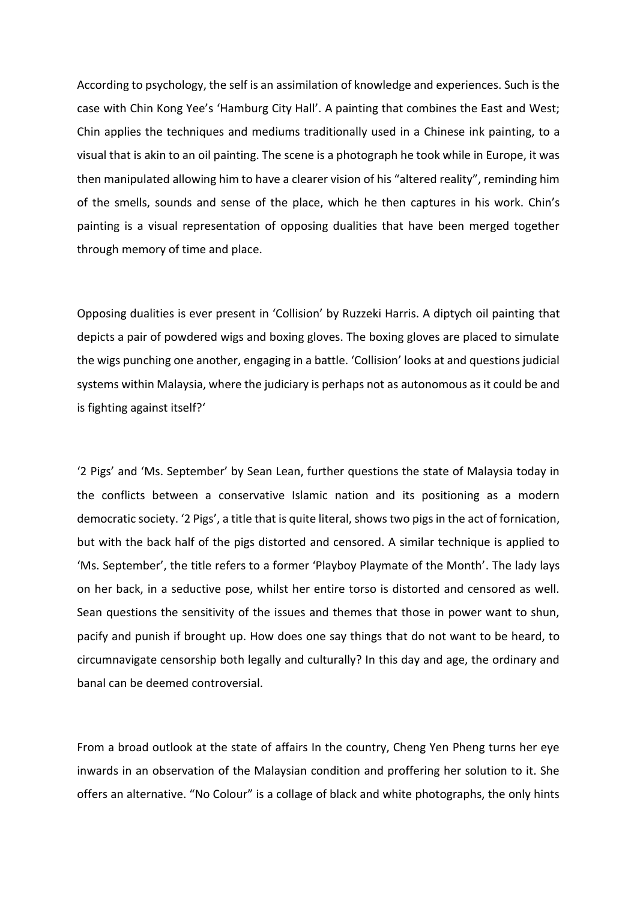According to psychology, the self is an assimilation of knowledge and experiences. Such is the case with Chin Kong Yee's 'Hamburg City Hall'. A painting that combines the East and West; Chin applies the techniques and mediums traditionally used in a Chinese ink painting, to a visual that is akin to an oil painting. The scene is a photograph he took while in Europe, it was then manipulated allowing him to have a clearer vision of his "altered reality", reminding him of the smells, sounds and sense of the place, which he then captures in his work. Chin's painting is a visual representation of opposing dualities that have been merged together through memory of time and place.

Opposing dualities is ever present in 'Collision' by Ruzzeki Harris. A diptych oil painting that depicts a pair of powdered wigs and boxing gloves. The boxing gloves are placed to simulate the wigs punching one another, engaging in a battle. 'Collision' looks at and questions judicial systems within Malaysia, where the judiciary is perhaps not as autonomous as it could be and is fighting against itself?'

'2 Pigs' and 'Ms. September' by Sean Lean, further questions the state of Malaysia today in the conflicts between a conservative Islamic nation and its positioning as a modern democratic society. '2 Pigs', a title that is quite literal, shows two pigs in the act of fornication, but with the back half of the pigs distorted and censored. A similar technique is applied to 'Ms. September', the title refers to a former 'Playboy Playmate of the Month'. The lady lays on her back, in a seductive pose, whilst her entire torso is distorted and censored as well. Sean questions the sensitivity of the issues and themes that those in power want to shun, pacify and punish if brought up. How does one say things that do not want to be heard, to circumnavigate censorship both legally and culturally? In this day and age, the ordinary and banal can be deemed controversial.

From a broad outlook at the state of affairs In the country, Cheng Yen Pheng turns her eye inwards in an observation of the Malaysian condition and proffering her solution to it. She offers an alternative. "No Colour" is a collage of black and white photographs, the only hints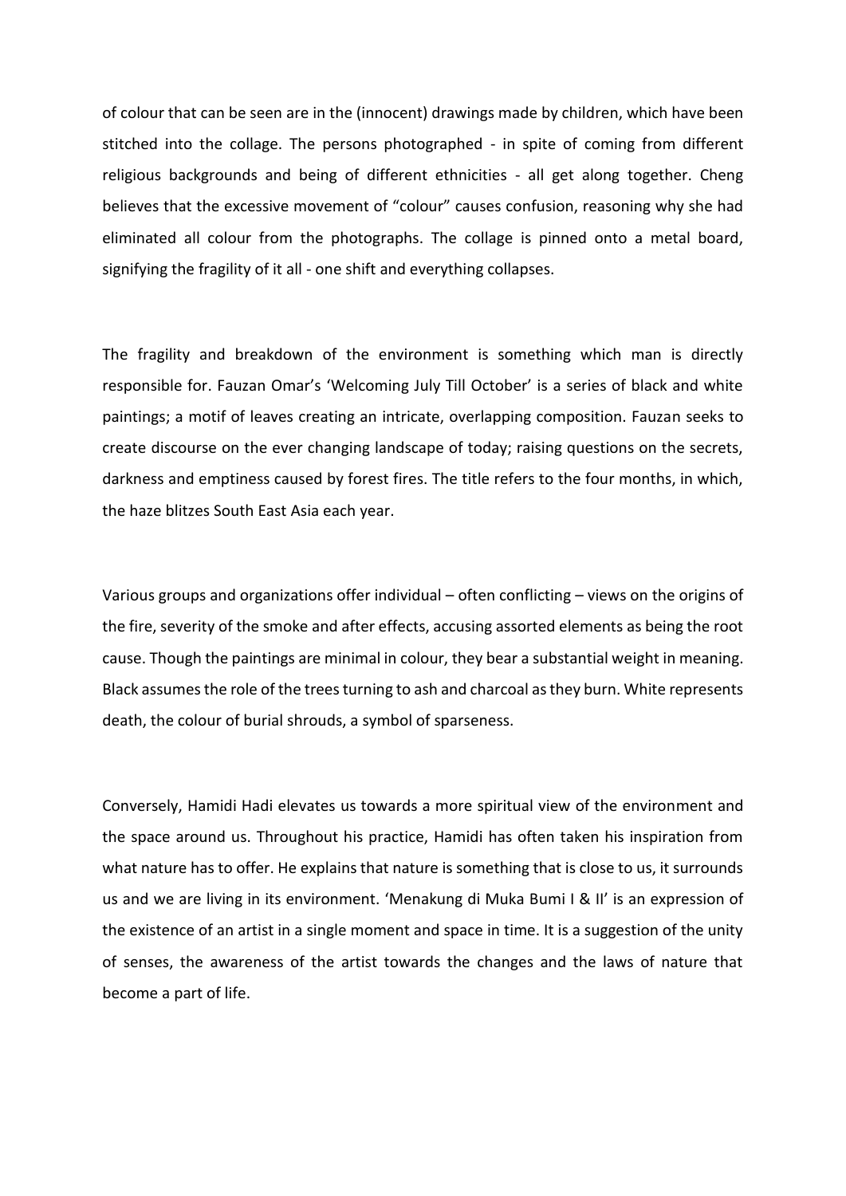of colour that can be seen are in the (innocent) drawings made by children, which have been stitched into the collage. The persons photographed - in spite of coming from different religious backgrounds and being of different ethnicities - all get along together. Cheng believes that the excessive movement of "colour" causes confusion, reasoning why she had eliminated all colour from the photographs. The collage is pinned onto a metal board, signifying the fragility of it all - one shift and everything collapses.

The fragility and breakdown of the environment is something which man is directly responsible for. Fauzan Omar's 'Welcoming July Till October' is a series of black and white paintings; a motif of leaves creating an intricate, overlapping composition. Fauzan seeks to create discourse on the ever changing landscape of today; raising questions on the secrets, darkness and emptiness caused by forest fires. The title refers to the four months, in which, the haze blitzes South East Asia each year.

Various groups and organizations offer individual – often conflicting – views on the origins of the fire, severity of the smoke and after effects, accusing assorted elements as being the root cause. Though the paintings are minimal in colour, they bear a substantial weight in meaning. Black assumes the role of the trees turning to ash and charcoal as they burn. White represents death, the colour of burial shrouds, a symbol of sparseness.

Conversely, Hamidi Hadi elevates us towards a more spiritual view of the environment and the space around us. Throughout his practice, Hamidi has often taken his inspiration from what nature has to offer. He explains that nature is something that is close to us, it surrounds us and we are living in its environment. 'Menakung di Muka Bumi I & II' is an expression of the existence of an artist in a single moment and space in time. It is a suggestion of the unity of senses, the awareness of the artist towards the changes and the laws of nature that become a part of life.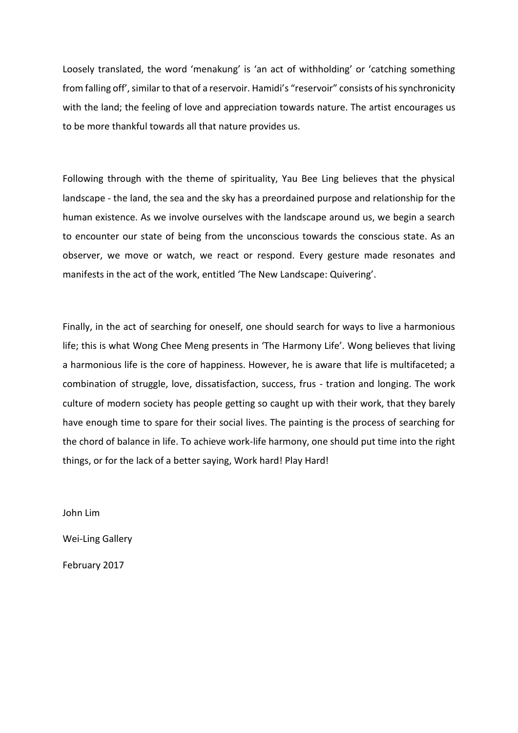Loosely translated, the word 'menakung' is 'an act of withholding' or 'catching something from falling off', similar to that of a reservoir. Hamidi's "reservoir" consists of his synchronicity with the land; the feeling of love and appreciation towards nature. The artist encourages us to be more thankful towards all that nature provides us.

Following through with the theme of spirituality, Yau Bee Ling believes that the physical landscape - the land, the sea and the sky has a preordained purpose and relationship for the human existence. As we involve ourselves with the landscape around us, we begin a search to encounter our state of being from the unconscious towards the conscious state. As an observer, we move or watch, we react or respond. Every gesture made resonates and manifests in the act of the work, entitled 'The New Landscape: Quivering'.

Finally, in the act of searching for oneself, one should search for ways to live a harmonious life; this is what Wong Chee Meng presents in 'The Harmony Life'. Wong believes that living a harmonious life is the core of happiness. However, he is aware that life is multifaceted; a combination of struggle, love, dissatisfaction, success, frus - tration and longing. The work culture of modern society has people getting so caught up with their work, that they barely have enough time to spare for their social lives. The painting is the process of searching for the chord of balance in life. To achieve work-life harmony, one should put time into the right things, or for the lack of a better saying, Work hard! Play Hard!

John Lim

Wei-Ling Gallery

February 2017